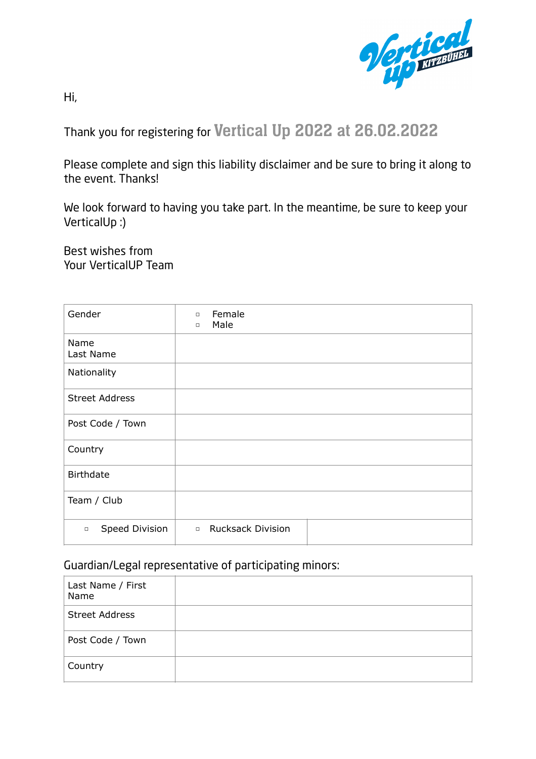Hi,

Thank you for registering for **Vertical Up 2022 at 26.02.2022**

Please complete and sign this liability disclaimer and be sure to bring it along to the event. Thanks!

We look forward to having you take part. In the meantime, be sure to keep your VerticalUp :)

Best wishes from
Your VerticalUP Team

| Gender | ▫ Female<br>▫ Male | |
|---|---|---|
| Name<br>Last Name | | |
| Nationality | | |
| Street Address | | |
| Post Code / Town | | |
| Country | | |
| Birthdate | | |
| Team / Club | | |
| ▫ Speed Division | ▫ Rucksack Division | |

Guardian/Legal representative of participating minors:

| Last Name / First Name | |
|---|---|
| Street Address | |
| Post Code / Town | |
| Country | |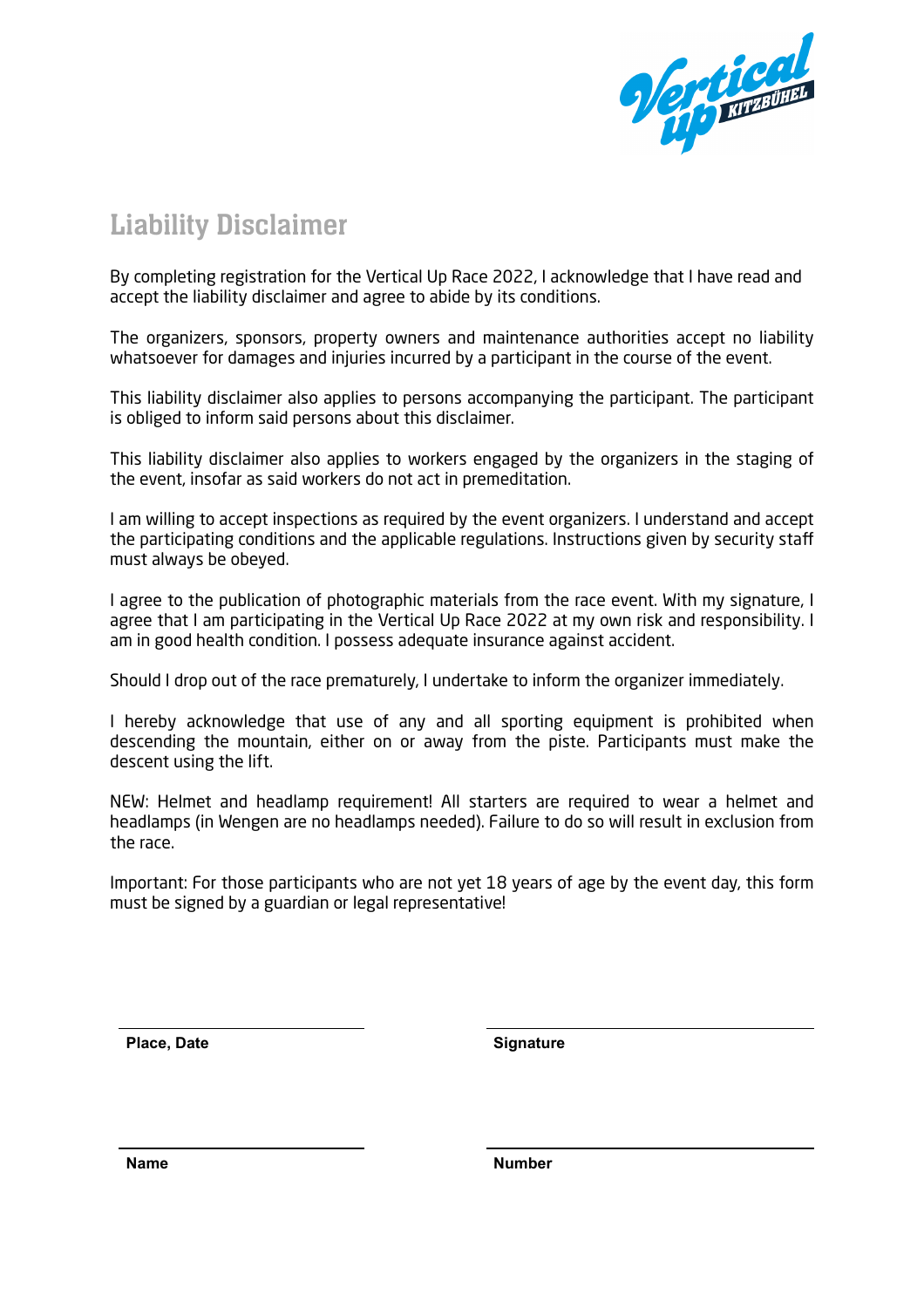# Liability Disclaimer

By completing registration for the Vertical Up Race 2022, I acknowledge that I have read and accept the liability disclaimer and agree to abide by its conditions.

The organizers, sponsors, property owners and maintenance authorities accept no liability whatsoever for damages and injuries incurred by a participant in the course of the event.

This liability disclaimer also applies to persons accompanying the participant. The participant is obliged to inform said persons about this disclaimer.

This liability disclaimer also applies to workers engaged by the organizers in the staging of the event, insofar as said workers do not act in premeditation.

I am willing to accept inspections as required by the event organizers. I understand and accept the participating conditions and the applicable regulations. Instructions given by security staff must always be obeyed.

I agree to the publication of photographic materials from the race event. With my signature, I agree that I am participating in the Vertical Up Race 2022 at my own risk and responsibility. I am in good health condition. I possess adequate insurance against accident.

Should I drop out of the race prematurely, I undertake to inform the organizer immediately.

I hereby acknowledge that use of any and all sporting equipment is prohibited when descending the mountain, either on or away from the piste. Participants must make the descent using the lift.

NEW: Helmet and headlamp requirement! All starters are required to wear a helmet and headlamps (in Wengen are no headlamps needed). Failure to do so will result in exclusion from the race.

Important: For those participants who are not yet 18 years of age by the event day, this form must be signed by a guardian or legal representative!

**Place, Date**

**Signature**

**Name**

**Number**